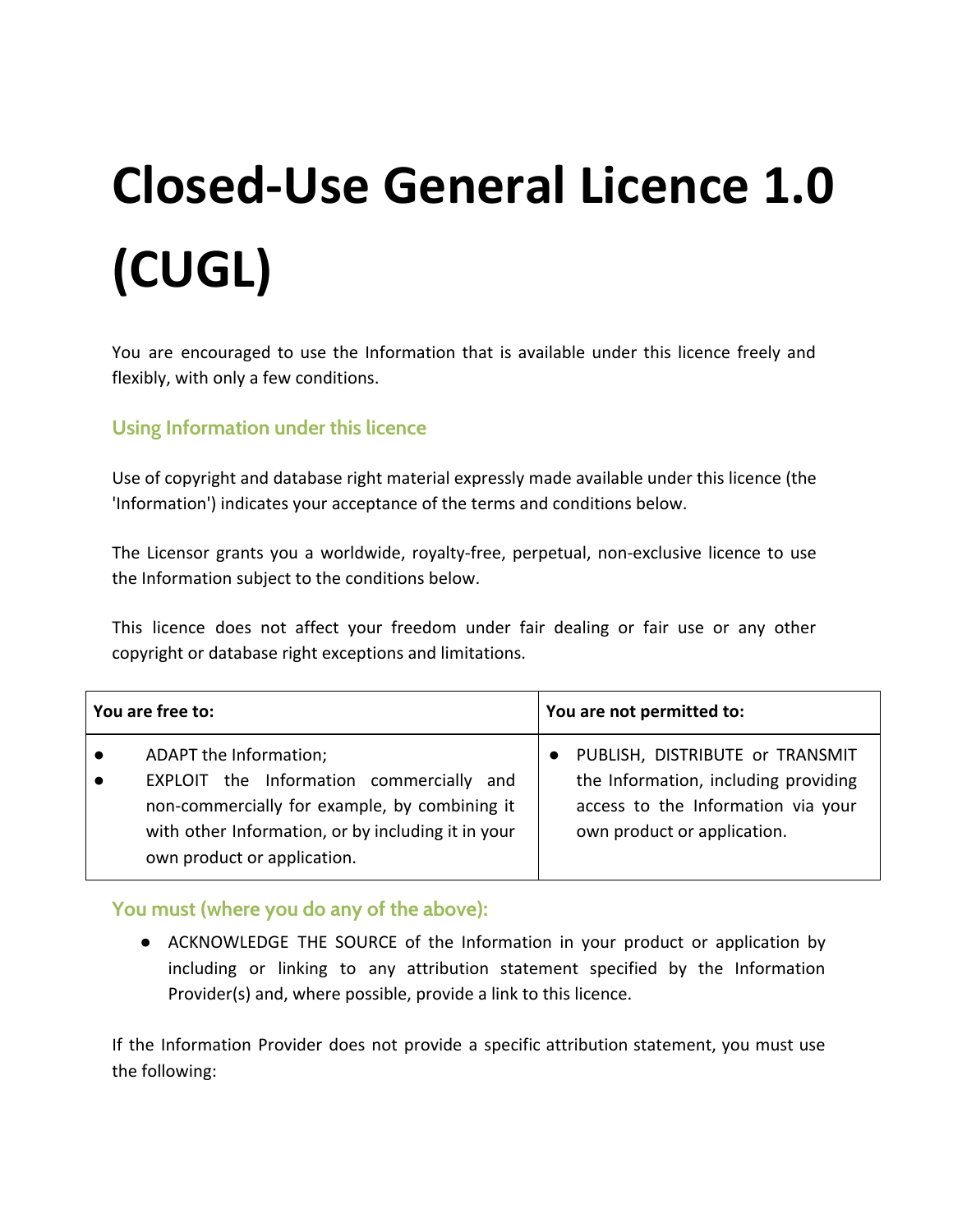# Closed-Use General Licence 1.0 (CUGL)

You are encouraged to use the Information that is available under this licence freely and flexibly, with only a few conditions.

## Using Information under this licence

Use of copyright and database right material expressly made available under this licence (the 'Information') indicates your acceptance of the terms and conditions below.

The Licensor grants you a worldwide, royalty-free, perpetual, non-exclusive licence to use the Information subject to the conditions below.

This licence does not affect your freedom under fair dealing or fair use or any other copyright or database right exceptions and limitations.

| You are free to: | You are not permitted to: |
|---|---|
| ● ADAPT the Information;<br>● EXPLOIT the Information commercially and non-commercially for example, by combining it with other Information, or by including it in your own product or application. | ● PUBLISH, DISTRIBUTE or TRANSMIT the Information, including providing access to the Information via your own product or application. |

## You must (where you do any of the above):

- ACKNOWLEDGE THE SOURCE of the Information in your product or application by including or linking to any attribution statement specified by the Information Provider(s) and, where possible, provide a link to this licence.

If the Information Provider does not provide a specific attribution statement, you must use the following: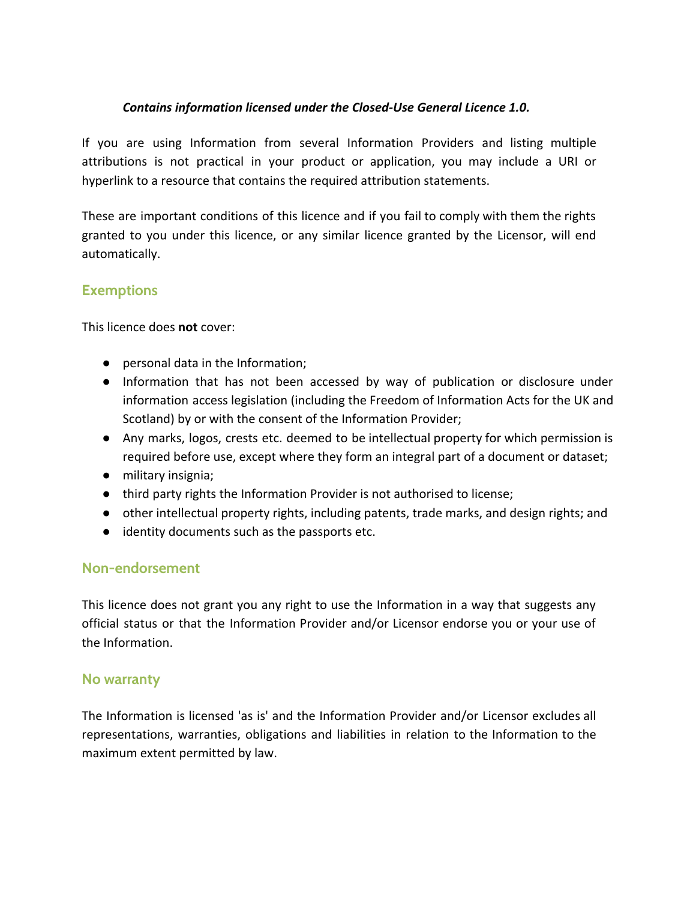*Contains information licensed under the Closed-Use General Licence 1.0.*

If you are using Information from several Information Providers and listing multiple attributions is not practical in your product or application, you may include a URI or hyperlink to a resource that contains the required attribution statements.

These are important conditions of this licence and if you fail to comply with them the rights granted to you under this licence, or any similar licence granted by the Licensor, will end automatically.

## Exemptions

This licence does **not** cover:

- personal data in the Information;
- Information that has not been accessed by way of publication or disclosure under information access legislation (including the Freedom of Information Acts for the UK and Scotland) by or with the consent of the Information Provider;
- Any marks, logos, crests etc. deemed to be intellectual property for which permission is required before use, except where they form an integral part of a document or dataset;
- military insignia;
- third party rights the Information Provider is not authorised to license;
- other intellectual property rights, including patents, trade marks, and design rights; and
- identity documents such as the passports etc.

## Non-endorsement

This licence does not grant you any right to use the Information in a way that suggests any official status or that the Information Provider and/or Licensor endorse you or your use of the Information.

## No warranty

The Information is licensed 'as is' and the Information Provider and/or Licensor excludes all representations, warranties, obligations and liabilities in relation to the Information to the maximum extent permitted by law.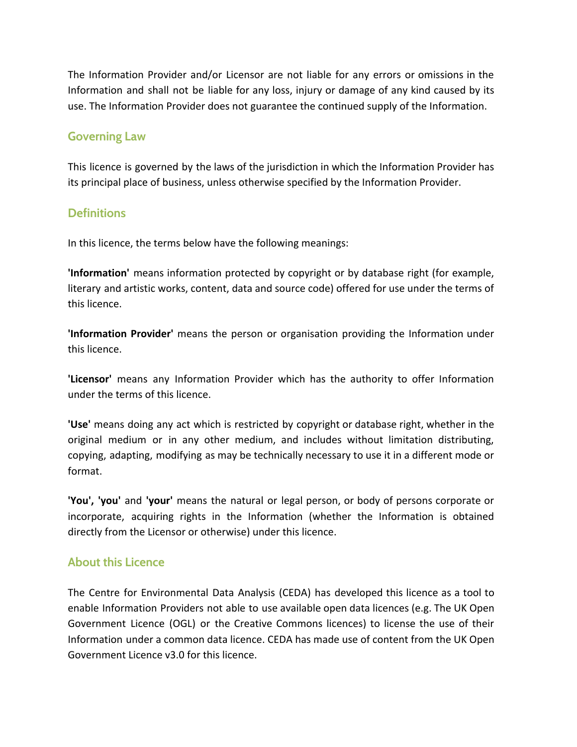The Information Provider and/or Licensor are not liable for any errors or omissions in the Information and shall not be liable for any loss, injury or damage of any kind caused by its use. The Information Provider does not guarantee the continued supply of the Information.

## Governing Law

This licence is governed by the laws of the jurisdiction in which the Information Provider has its principal place of business, unless otherwise specified by the Information Provider.

## Definitions

In this licence, the terms below have the following meanings:

**'Information'** means information protected by copyright or by database right (for example, literary and artistic works, content, data and source code) offered for use under the terms of this licence.

**'Information Provider'** means the person or organisation providing the Information under this licence.

**'Licensor'** means any Information Provider which has the authority to offer Information under the terms of this licence.

**'Use'** means doing any act which is restricted by copyright or database right, whether in the original medium or in any other medium, and includes without limitation distributing, copying, adapting, modifying as may be technically necessary to use it in a different mode or format.

**'You', 'you'** and **'your'** means the natural or legal person, or body of persons corporate or incorporate, acquiring rights in the Information (whether the Information is obtained directly from the Licensor or otherwise) under this licence.

## About this Licence

The Centre for Environmental Data Analysis (CEDA) has developed this licence as a tool to enable Information Providers not able to use available open data licences (e.g. The UK Open Government Licence (OGL) or the Creative Commons licences) to license the use of their Information under a common data licence. CEDA has made use of content from the UK Open Government Licence v3.0 for this licence.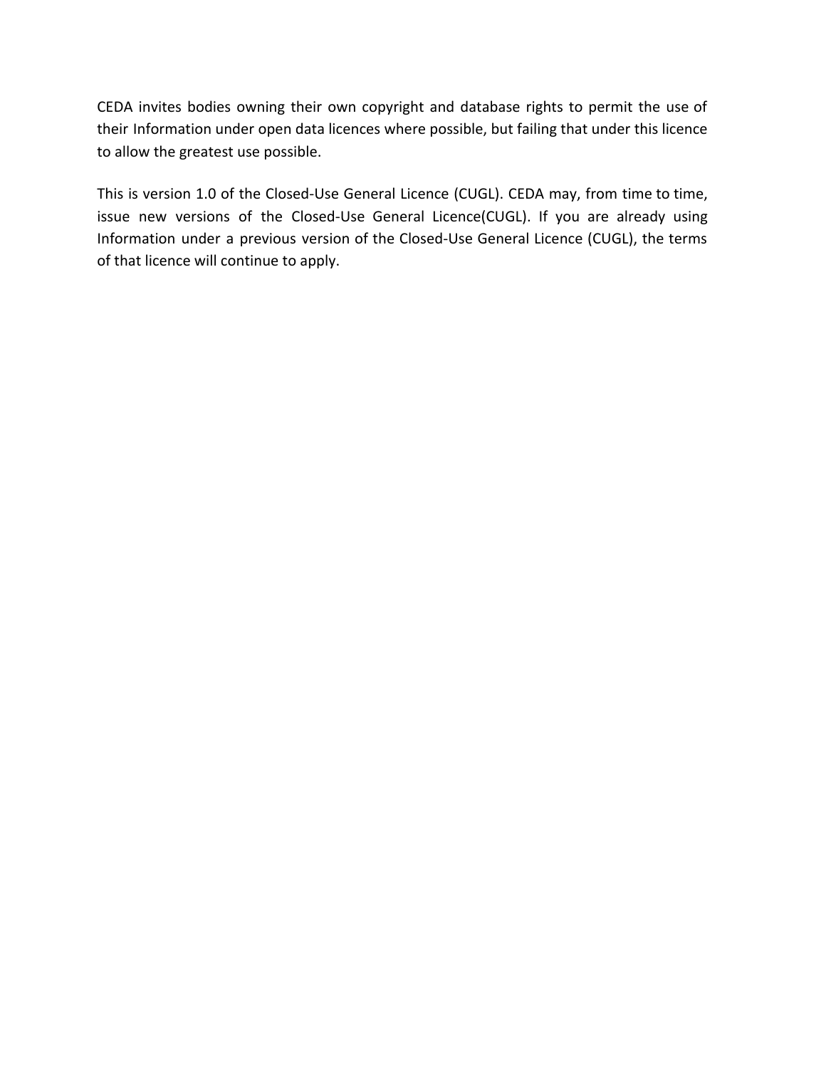CEDA invites bodies owning their own copyright and database rights to permit the use of their Information under open data licences where possible, but failing that under this licence to allow the greatest use possible.

This is version 1.0 of the Closed-Use General Licence (CUGL). CEDA may, from time to time, issue new versions of the Closed-Use General Licence(CUGL). If you are already using Information under a previous version of the Closed-Use General Licence (CUGL), the terms of that licence will continue to apply.